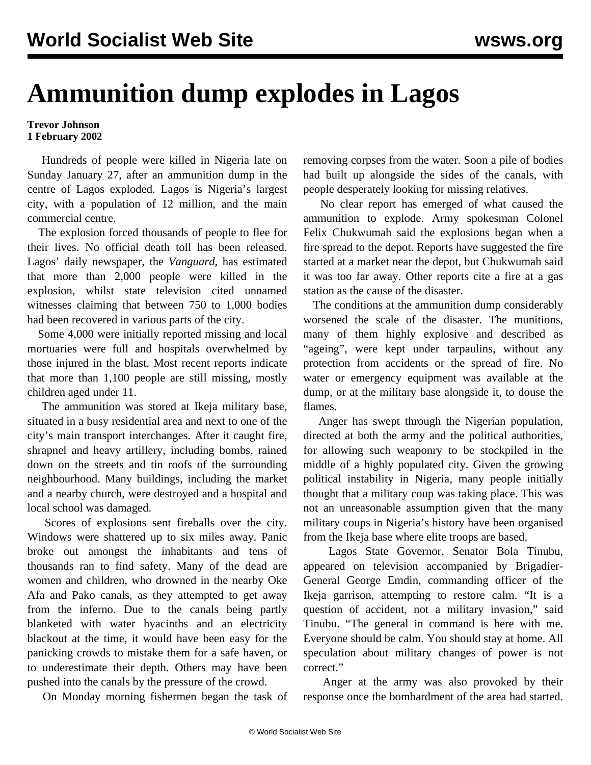# Ammunition dump explodes in Lagos

**Trevor Johnson**
**1 February 2002**

Hundreds of people were killed in Nigeria late on Sunday January 27, after an ammunition dump in the centre of Lagos exploded. Lagos is Nigeria's largest city, with a population of 12 million, and the main commercial centre.

The explosion forced thousands of people to flee for their lives. No official death toll has been released. Lagos' daily newspaper, the *Vanguard*, has estimated that more than 2,000 people were killed in the explosion, whilst state television cited unnamed witnesses claiming that between 750 to 1,000 bodies had been recovered in various parts of the city.

Some 4,000 were initially reported missing and local mortuaries were full and hospitals overwhelmed by those injured in the blast. Most recent reports indicate that more than 1,100 people are still missing, mostly children aged under 11.

The ammunition was stored at Ikeja military base, situated in a busy residential area and next to one of the city's main transport interchanges. After it caught fire, shrapnel and heavy artillery, including bombs, rained down on the streets and tin roofs of the surrounding neighbourhood. Many buildings, including the market and a nearby church, were destroyed and a hospital and local school was damaged.

Scores of explosions sent fireballs over the city. Windows were shattered up to six miles away. Panic broke out amongst the inhabitants and tens of thousands ran to find safety. Many of the dead are women and children, who drowned in the nearby Oke Afa and Pako canals, as they attempted to get away from the inferno. Due to the canals being partly blanketed with water hyacinths and an electricity blackout at the time, it would have been easy for the panicking crowds to mistake them for a safe haven, or to underestimate their depth. Others may have been pushed into the canals by the pressure of the crowd.

On Monday morning fishermen began the task of removing corpses from the water. Soon a pile of bodies had built up alongside the sides of the canals, with people desperately looking for missing relatives.

No clear report has emerged of what caused the ammunition to explode. Army spokesman Colonel Felix Chukwumah said the explosions began when a fire spread to the depot. Reports have suggested the fire started at a market near the depot, but Chukwumah said it was too far away. Other reports cite a fire at a gas station as the cause of the disaster.

The conditions at the ammunition dump considerably worsened the scale of the disaster. The munitions, many of them highly explosive and described as "ageing", were kept under tarpaulins, without any protection from accidents or the spread of fire. No water or emergency equipment was available at the dump, or at the military base alongside it, to douse the flames.

Anger has swept through the Nigerian population, directed at both the army and the political authorities, for allowing such weaponry to be stockpiled in the middle of a highly populated city. Given the growing political instability in Nigeria, many people initially thought that a military coup was taking place. This was not an unreasonable assumption given that the many military coups in Nigeria's history have been organised from the Ikeja base where elite troops are based.

Lagos State Governor, Senator Bola Tinubu, appeared on television accompanied by Brigadier-General George Emdin, commanding officer of the Ikeja garrison, attempting to restore calm. "It is a question of accident, not a military invasion," said Tinubu. "The general in command is here with me. Everyone should be calm. You should stay at home. All speculation about military changes of power is not correct."

Anger at the army was also provoked by their response once the bombardment of the area had started.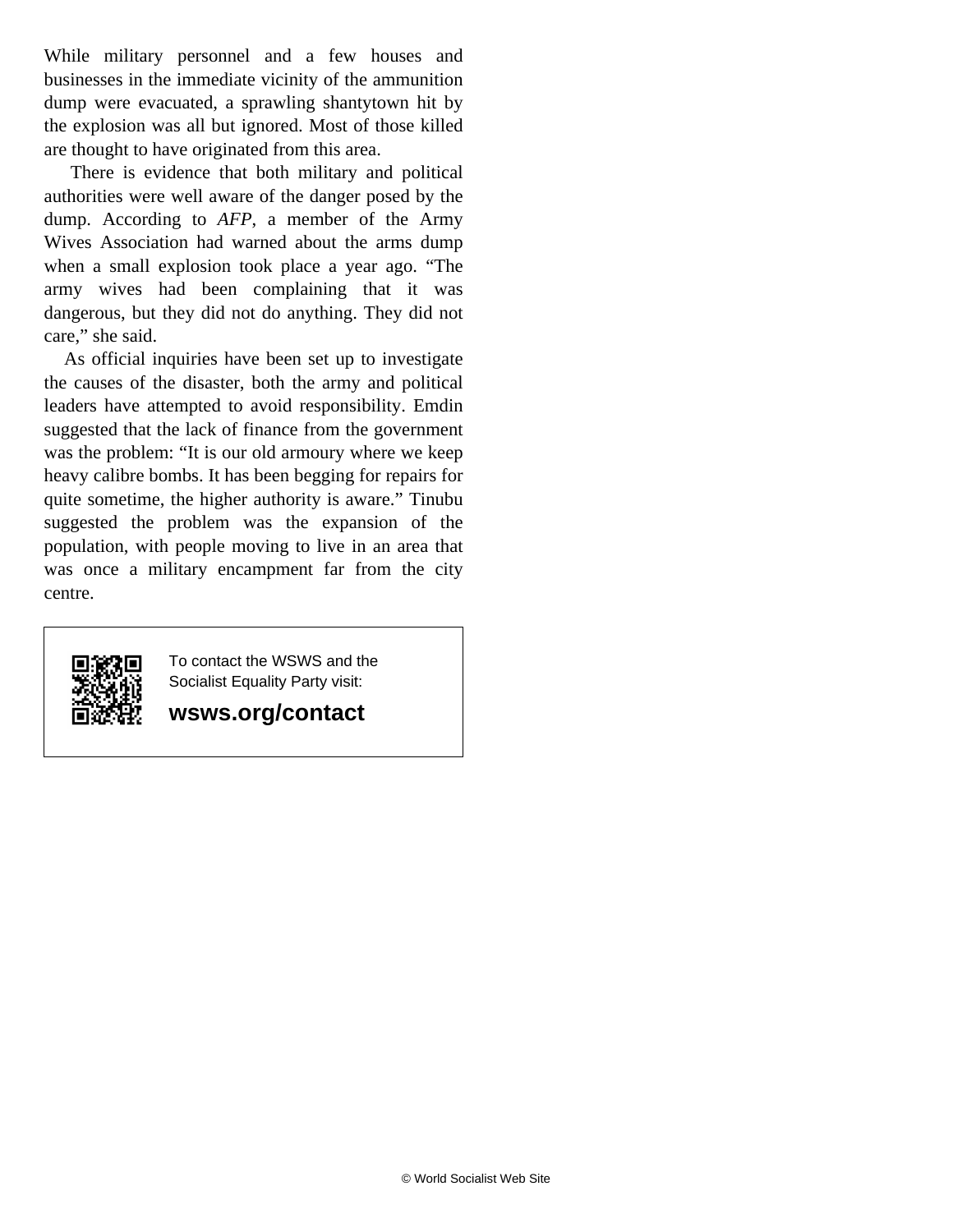While military personnel and a few houses and businesses in the immediate vicinity of the ammunition dump were evacuated, a sprawling shantytown hit by the explosion was all but ignored. Most of those killed are thought to have originated from this area.

There is evidence that both military and political authorities were well aware of the danger posed by the dump. According to *AFP*, a member of the Army Wives Association had warned about the arms dump when a small explosion took place a year ago. "The army wives had been complaining that it was dangerous, but they did not do anything. They did not care," she said.

As official inquiries have been set up to investigate the causes of the disaster, both the army and political leaders have attempted to avoid responsibility. Emdin suggested that the lack of finance from the government was the problem: "It is our old armoury where we keep heavy calibre bombs. It has been begging for repairs for quite sometime, the higher authority is aware." Tinubu suggested the problem was the expansion of the population, with people moving to live in an area that was once a military encampment far from the city centre.

To contact the WSWS and the Socialist Equality Party visit:

**wsws.org/contact**